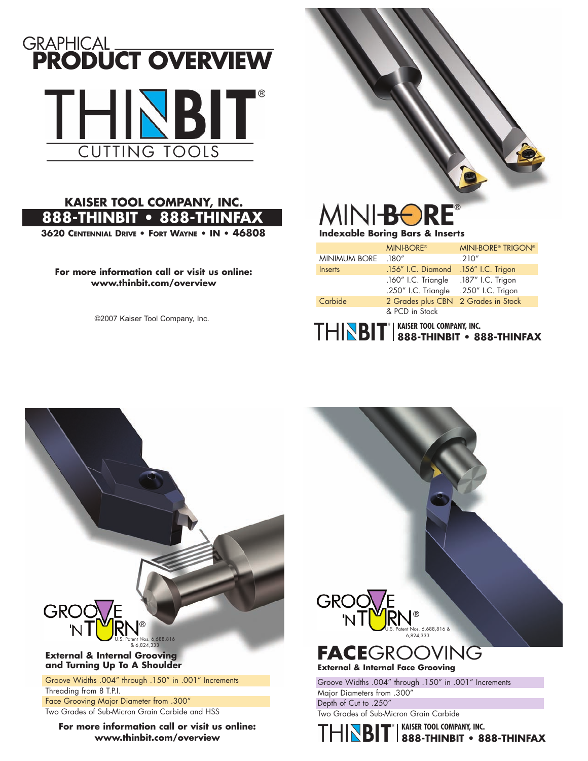# GRAPHICAL PRODUCT OVERVIEW

# THINBIT®
CUTTING TOOLS

**KAISER TOOL COMPANY, INC.**
**888-THINBIT • 888-THINFAX**
**3620 CENTENNIAL DRIVE • FORT WAYNE • IN • 46808**

**For more information call or visit us online:**
**www.thinbit.com/overview**

©2007 Kaiser Tool Company, Inc.

## MINI-BORE®
**Indexable Boring Bars & Inserts**

| | MINI-BORE® | MINI-BORE® TRIGON® |
|---|---|---|
| MINIMUM BORE | .180″ | .210″ |
| Inserts | .156″ I.C. Diamond | .156″ I.C. Trigon |
| | .160″ I.C. Triangle | .187″ I.C. Trigon |
| | .250″ I.C. Triangle | .250″ I.C. Trigon |
| Carbide | 2 Grades plus CBN & PCD in Stock | 2 Grades in Stock |

THINBIT® | **KAISER TOOL COMPANY, INC.** **888-THINBIT • 888-THINFAX**

## GROOVE 'N TURN®
U.S. Patent Nos. 6,688,816 & 6,824,333

**External & Internal Grooving and Turning Up To A Shoulder**

- Groove Widths .004″ through .150″ in .001″ Increments
- Threading from 8 T.P.I.
- Face Grooving Major Diameter from .300″
- Two Grades of Sub-Micron Grain Carbide and HSS

**For more information call or visit us online:**
**www.thinbit.com/overview**

## GROOVE 'N TURN®
U.S. Patent Nos. 6,688,816 & 6,824,333

## FACEGROOVING
**External & Internal Face Grooving**

- Groove Widths .004″ through .150″ in .001″ Increments
- Major Diameters from .300″
- Depth of Cut to .250″
- Two Grades of Sub-Micron Grain Carbide

THINBIT® | **KAISER TOOL COMPANY, INC.** **888-THINBIT • 888-THINFAX**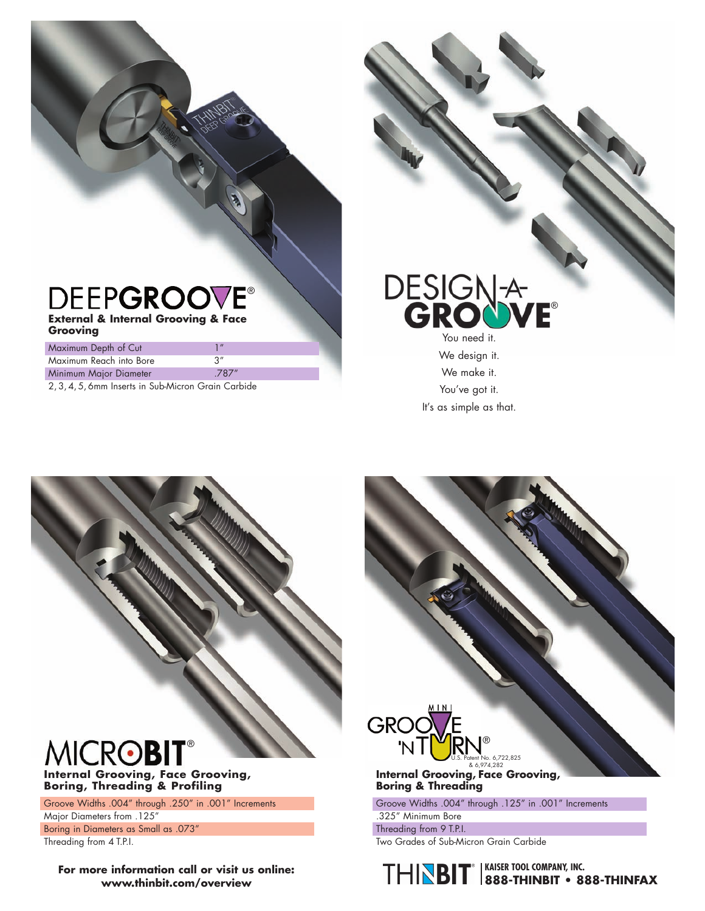## DEEPGROOVE®

**External & Internal Grooving & Face Grooving**

| | |
|---|---|
| Maximum Depth of Cut | 1″ |
| Maximum Reach into Bore | 3″ |
| Minimum Major Diameter | .787″ |

2, 3, 4, 5, 6mm Inserts in Sub-Micron Grain Carbide

## DESIGN-A-GROOVE®

You need it.

We design it.

We make it.

You've got it.

It's as simple as that.

## MICROBIT®

**Internal Grooving, Face Grooving, Boring, Threading & Profiling**

- Groove Widths .004″ through .250″ in .001″ Increments
- Major Diameters from .125″
- Boring in Diameters as Small as .073″
- Threading from 4 T.P.I.

## MINI GROOVE 'N TURN®

U.S. Patent No. 6,722,825 & 6,974,282

**Internal Grooving, Face Grooving, Boring & Threading**

- Groove Widths .004″ through .125″ in .001″ Increments
- .325″ Minimum Bore
- Threading from 9 T.P.I.
- Two Grades of Sub-Micron Grain Carbide

**For more information call or visit us online: www.thinbit.com/overview**

THINBIT® | KAISER TOOL COMPANY, INC. **888-THINBIT • 888-THINFAX**